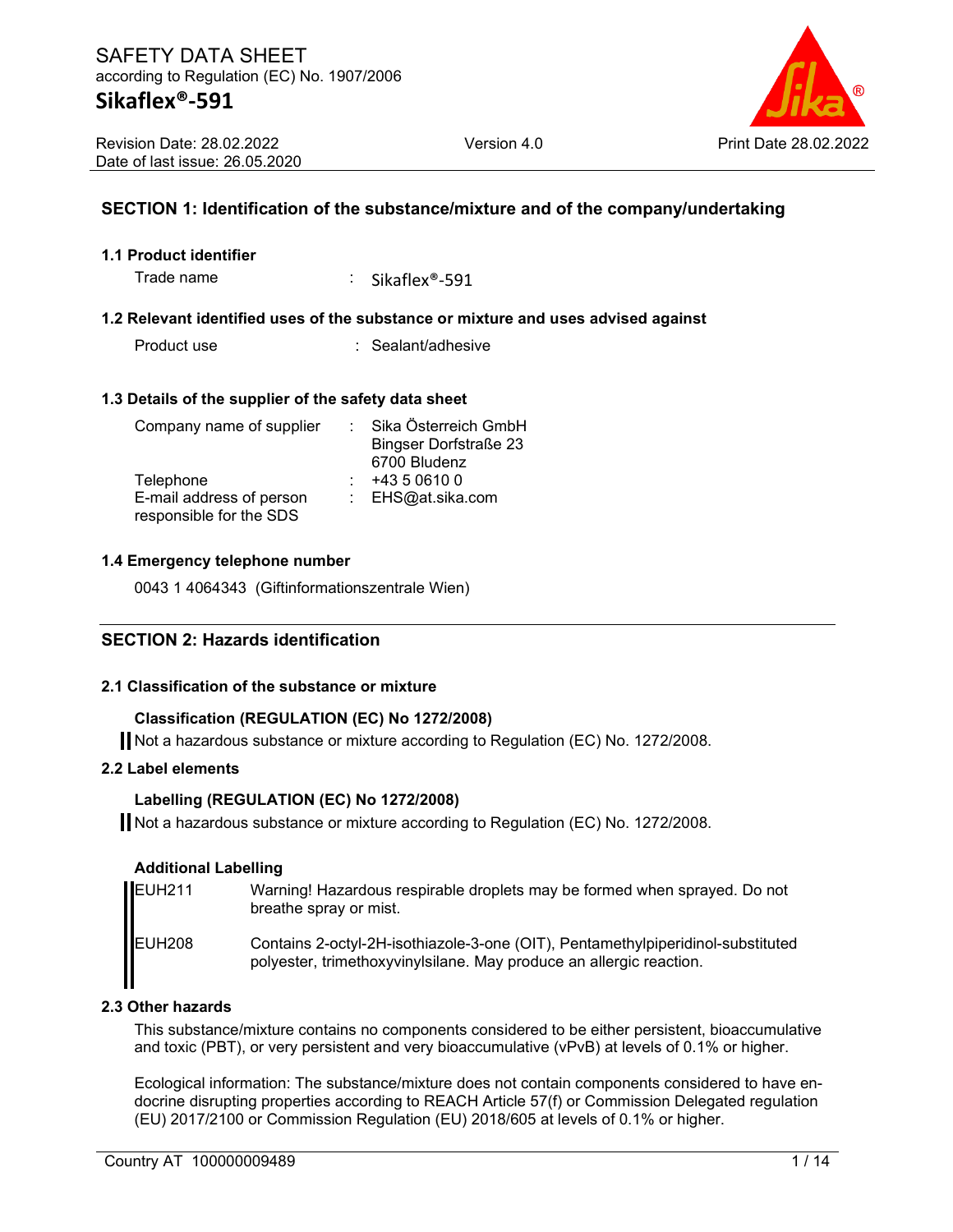# SAFETY DATA SHEET

according to Regulation (EC) No. 1907/2006

## Sikaflex®-591

Revision Date: 28.02.2022
Date of last issue: 26.05.2020

Version 4.0

Print Date 28.02.2022

## SECTION 1: Identification of the substance/mixture and of the company/undertaking

### 1.1 Product identifier

| | | |
|---|---|---|
| Trade name | : | Sikaflex®-591 |

### 1.2 Relevant identified uses of the substance or mixture and uses advised against

| | | |
|---|---|---|
| Product use | : | Sealant/adhesive |

### 1.3 Details of the supplier of the safety data sheet

| | | |
|---|---|---|
| Company name of supplier | : | Sika Österreich GmbH<br>Bingser Dorfstraße 23<br>6700 Bludenz |
| Telephone | : | +43 5 0610 0 |
| E-mail address of person responsible for the SDS | : | EHS@at.sika.com |

### 1.4 Emergency telephone number

0043 1 4064343 (Giftinformationszentrale Wien)

## SECTION 2: Hazards identification

### 2.1 Classification of the substance or mixture

**Classification (REGULATION (EC) No 1272/2008)**

Not a hazardous substance or mixture according to Regulation (EC) No. 1272/2008.

### 2.2 Label elements

**Labelling (REGULATION (EC) No 1272/2008)**

Not a hazardous substance or mixture according to Regulation (EC) No. 1272/2008.

**Additional Labelling**

| | |
|---|---|
| EUH211 | Warning! Hazardous respirable droplets may be formed when sprayed. Do not breathe spray or mist. |
| EUH208 | Contains 2-octyl-2H-isothiazole-3-one (OIT), Pentamethylpiperidinol-substituted polyester, trimethoxyvinylsilane. May produce an allergic reaction. |

### 2.3 Other hazards

This substance/mixture contains no components considered to be either persistent, bioaccumulative and toxic (PBT), or very persistent and very bioaccumulative (vPvB) at levels of 0.1% or higher.

Ecological information: The substance/mixture does not contain components considered to have endocrine disrupting properties according to REACH Article 57(f) or Commission Delegated regulation (EU) 2017/2100 or Commission Regulation (EU) 2018/605 at levels of 0.1% or higher.

Country AT 100000009489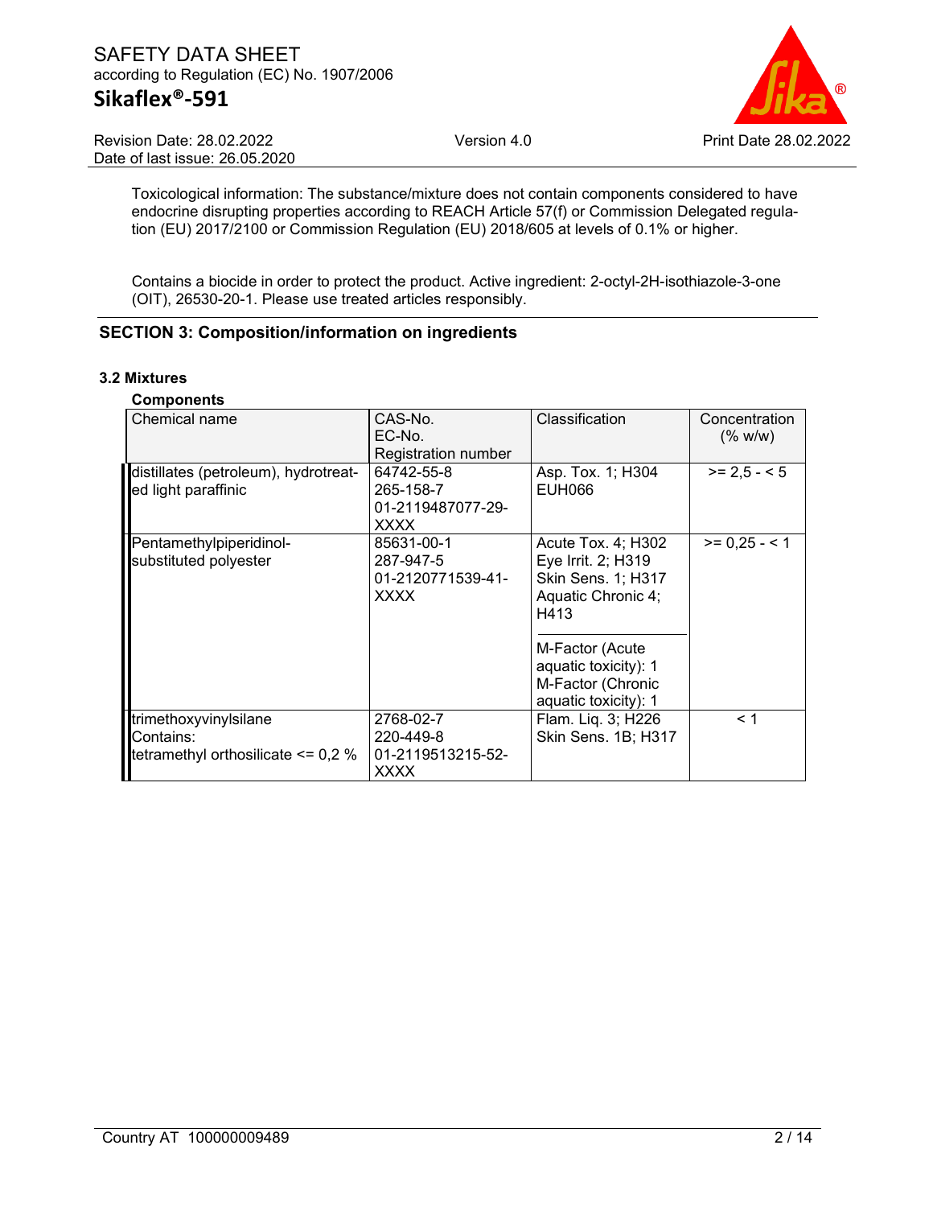Toxicological information: The substance/mixture does not contain components considered to have endocrine disrupting properties according to REACH Article 57(f) or Commission Delegated regulation (EU) 2017/2100 or Commission Regulation (EU) 2018/605 at levels of 0.1% or higher.

Contains a biocide in order to protect the product. Active ingredient: 2-octyl-2H-isothiazole-3-one (OIT), 26530-20-1. Please use treated articles responsibly.

## SECTION 3: Composition/information on ingredients

### 3.2 Mixtures

**Components**

| Chemical name | CAS-No.<br>EC-No.<br>Registration number | Classification | Concentration (% w/w) |
|---|---|---|---|
| distillates (petroleum), hydrotreated light paraffinic | 64742-55-8<br>265-158-7<br>01-2119487077-29-XXXX | Asp. Tox. 1; H304<br>EUH066 | >= 2,5 - < 5 |
| Pentamethylpiperidinol-substituted polyester | 85631-00-1<br>287-947-5<br>01-2120771539-41-XXXX | Acute Tox. 4; H302<br>Eye Irrit. 2; H319<br>Skin Sens. 1; H317<br>Aquatic Chronic 4; H413<br><br>M-Factor (Acute aquatic toxicity): 1<br>M-Factor (Chronic aquatic toxicity): 1 | >= 0,25 - < 1 |
| trimethoxyvinylsilane<br>Contains:<br>tetramethyl orthosilicate <= 0,2 % | 2768-02-7<br>220-449-8<br>01-2119513215-52-XXXX | Flam. Liq. 3; H226<br>Skin Sens. 1B; H317 | < 1 |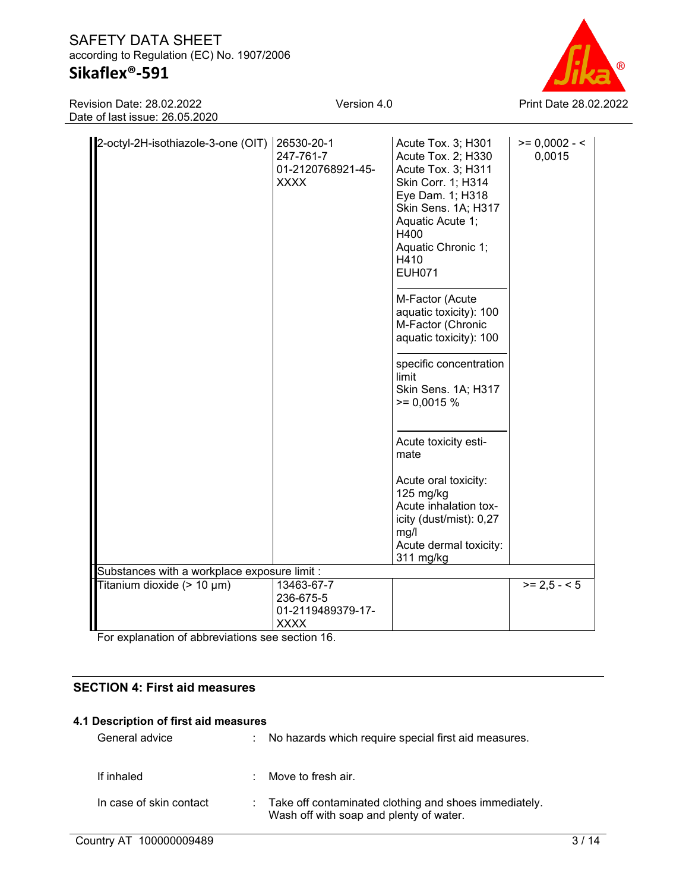| | | | |
|---|---|---|---|
| 2-octyl-2H-isothiazole-3-one (OIT) | 26530-20-1<br>247-761-7<br>01-2120768921-45-XXXX | Acute Tox. 3; H301<br>Acute Tox. 2; H330<br>Acute Tox. 3; H311<br>Skin Corr. 1; H314<br>Eye Dam. 1; H318<br>Skin Sens. 1A; H317<br>Aquatic Acute 1; H400<br>Aquatic Chronic 1; H410<br>EUH071<br><br>M-Factor (Acute aquatic toxicity): 100<br>M-Factor (Chronic aquatic toxicity): 100<br><br>specific concentration limit<br>Skin Sens. 1A; H317<br>>= 0,0015 %<br><br>Acute toxicity estimate<br><br>Acute oral toxicity: 125 mg/kg<br>Acute inhalation toxicity (dust/mist): 0,27 mg/l<br>Acute dermal toxicity: 311 mg/kg | >= 0,0002 - < 0,0015 |
| Substances with a workplace exposure limit : | | | |
| Titanium dioxide (> 10 μm) | 13463-67-7<br>236-675-5<br>01-2119489379-17-XXXX | | >= 2,5 - < 5 |

For explanation of abbreviations see section 16.

## SECTION 4: First aid measures

### 4.1 Description of first aid measures

General advice : No hazards which require special first aid measures.

If inhaled : Move to fresh air.

In case of skin contact : Take off contaminated clothing and shoes immediately. Wash off with soap and plenty of water.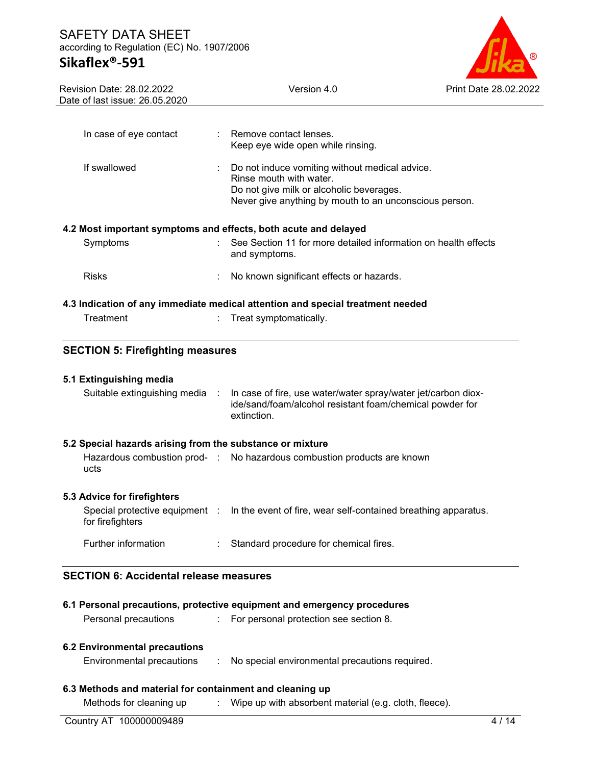| | | |
|---|---|---|
| In case of eye contact | : | Remove contact lenses.<br>Keep eye wide open while rinsing. |
| If swallowed | : | Do not induce vomiting without medical advice.<br>Rinse mouth with water.<br>Do not give milk or alcoholic beverages.<br>Never give anything by mouth to an unconscious person. |

**4.2 Most important symptoms and effects, both acute and delayed**

| | | |
|---|---|---|
| Symptoms | : | See Section 11 for more detailed information on health effects and symptoms. |
| Risks | : | No known significant effects or hazards. |

**4.3 Indication of any immediate medical attention and special treatment needed**

| | | |
|---|---|---|
| Treatment | : | Treat symptomatically. |

## SECTION 5: Firefighting measures

**5.1 Extinguishing media**

| | | |
|---|---|---|
| Suitable extinguishing media | : | In case of fire, use water/water spray/water jet/carbon dioxide/sand/foam/alcohol resistant foam/chemical powder for extinction. |

**5.2 Special hazards arising from the substance or mixture**

| | | |
|---|---|---|
| Hazardous combustion products | : | No hazardous combustion products are known |

**5.3 Advice for firefighters**

| | | |
|---|---|---|
| Special protective equipment for firefighters | : | In the event of fire, wear self-contained breathing apparatus. |
| Further information | : | Standard procedure for chemical fires. |

## SECTION 6: Accidental release measures

**6.1 Personal precautions, protective equipment and emergency procedures**

| | | |
|---|---|---|
| Personal precautions | : | For personal protection see section 8. |

**6.2 Environmental precautions**

| | | |
|---|---|---|
| Environmental precautions | : | No special environmental precautions required. |

**6.3 Methods and material for containment and cleaning up**

| | | |
|---|---|---|
| Methods for cleaning up | : | Wipe up with absorbent material (e.g. cloth, fleece). |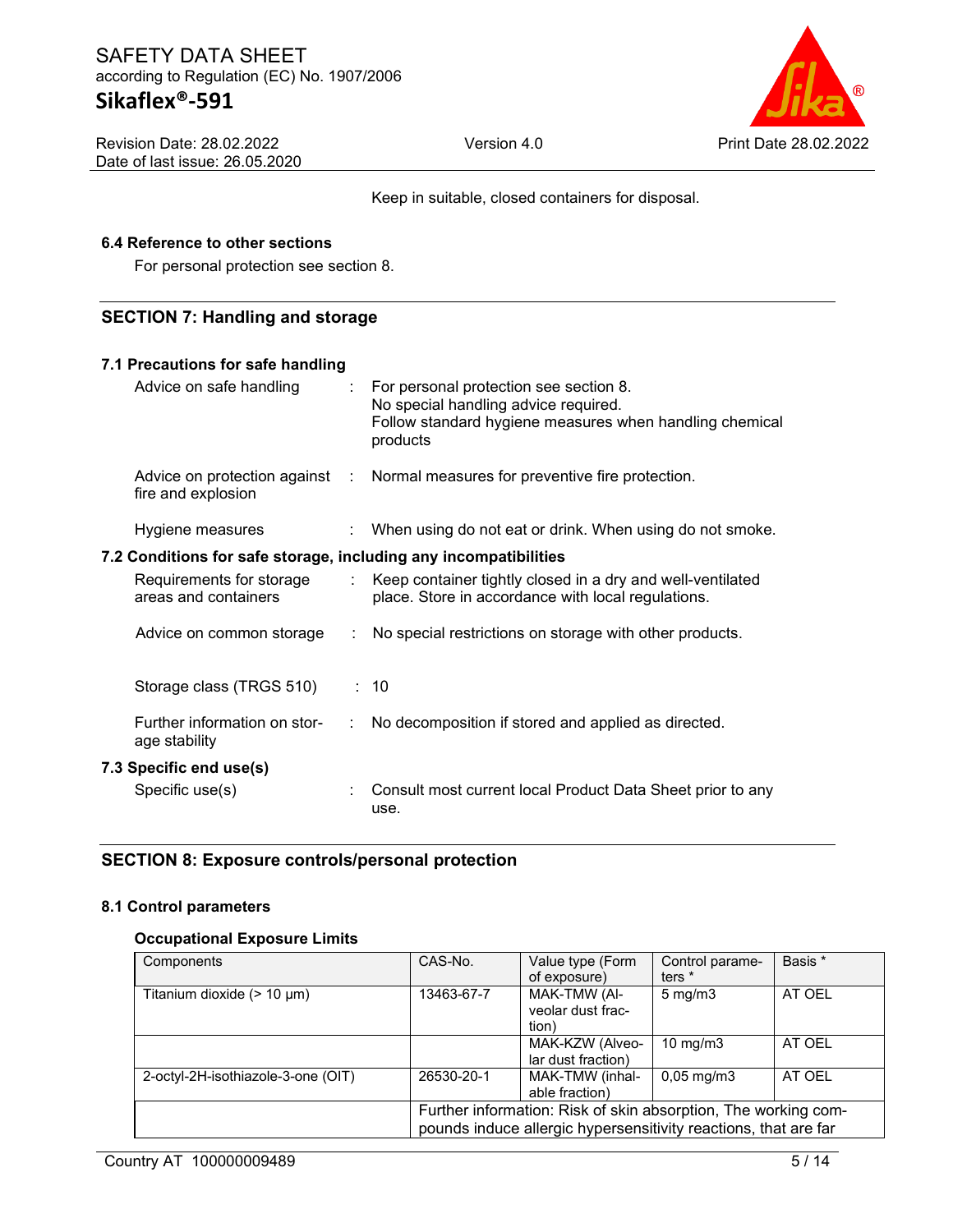Keep in suitable, closed containers for disposal.

### 6.4 Reference to other sections

For personal protection see section 8.

## SECTION 7: Handling and storage

### 7.1 Precautions for safe handling

Advice on safe handling : For personal protection see section 8. No special handling advice required. Follow standard hygiene measures when handling chemical products

Advice on protection against fire and explosion : Normal measures for preventive fire protection.

Hygiene measures : When using do not eat or drink. When using do not smoke.

### 7.2 Conditions for safe storage, including any incompatibilities

Requirements for storage areas and containers : Keep container tightly closed in a dry and well-ventilated place. Store in accordance with local regulations.

Advice on common storage : No special restrictions on storage with other products.

Storage class (TRGS 510) : 10

Further information on storage stability : No decomposition if stored and applied as directed.

### 7.3 Specific end use(s)

Specific use(s) : Consult most current local Product Data Sheet prior to any use.

## SECTION 8: Exposure controls/personal protection

### 8.1 Control parameters

**Occupational Exposure Limits**

| Components | CAS-No. | Value type (Form of exposure) | Control parameters * | Basis * |
|---|---|---|---|---|
| Titanium dioxide (> 10 µm) | 13463-67-7 | MAK-TMW (Alveolar dust fraction) | 5 mg/m3 | AT OEL |
| | | MAK-KZW (Alveolar dust fraction) | 10 mg/m3 | AT OEL |
| 2-octyl-2H-isothiazole-3-one (OIT) | 26530-20-1 | MAK-TMW (inhalable fraction) | 0,05 mg/m3 | AT OEL |
| | Further information: Risk of skin absorption, The working compounds induce allergic hypersensitivity reactions, that are far | | | |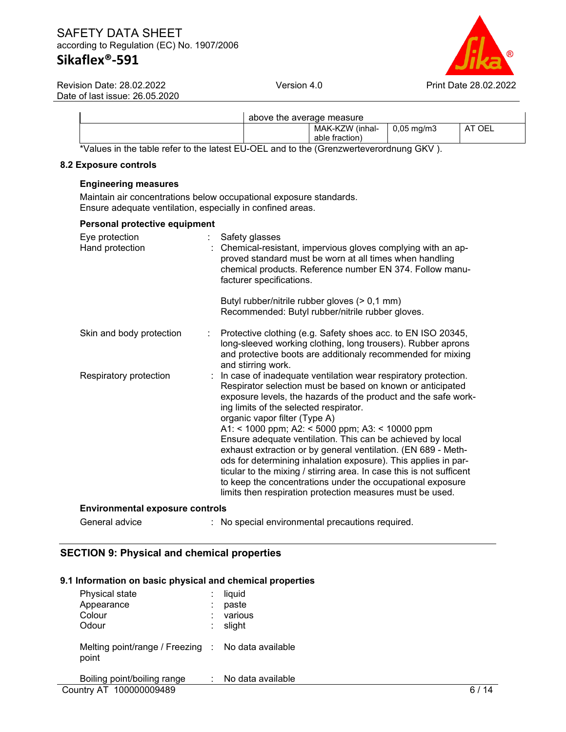|  | above the average measure |  |  |  |
|---|---|---|---|---|
|  |  | MAK-KZW (inhalable fraction) | 0,05 mg/m3 | AT OEL |

*Values in the table refer to the latest EU-OEL and to the (Grenzwerteverordnung GKV ).

### 8.2 Exposure controls

**Engineering measures**

Maintain air concentrations below occupational exposure standards.
Ensure adequate ventilation, especially in confined areas.

**Personal protective equipment**

Eye protection : Safety glasses

Hand protection : Chemical-resistant, impervious gloves complying with an approved standard must be worn at all times when handling chemical products. Reference number EN 374. Follow manufacturer specifications.

Butyl rubber/nitrile rubber gloves (> 0,1 mm)
Recommended: Butyl rubber/nitrile rubber gloves.

Skin and body protection : Protective clothing (e.g. Safety shoes acc. to EN ISO 20345, long-sleeved working clothing, long trousers). Rubber aprons and protective boots are additionaly recommended for mixing and stirring work.

Respiratory protection : In case of inadequate ventilation wear respiratory protection. Respirator selection must be based on known or anticipated exposure levels, the hazards of the product and the safe working limits of the selected respirator.
organic vapor filter (Type A)
A1: < 1000 ppm; A2: < 5000 ppm; A3: < 10000 ppm
Ensure adequate ventilation. This can be achieved by local exhaust extraction or by general ventilation. (EN 689 - Methods for determining inhalation exposure). This applies in particular to the mixing / stirring area. In case this is not sufficent to keep the concentrations under the occupational exposure limits then respiration protection measures must be used.

**Environmental exposure controls**

General advice : No special environmental precautions required.

## SECTION 9: Physical and chemical properties

### 9.1 Information on basic physical and chemical properties

Physical state : liquid
Appearance : paste
Colour : various
Odour : slight

Melting point/range / Freezing point : No data available

Boiling point/boiling range : No data available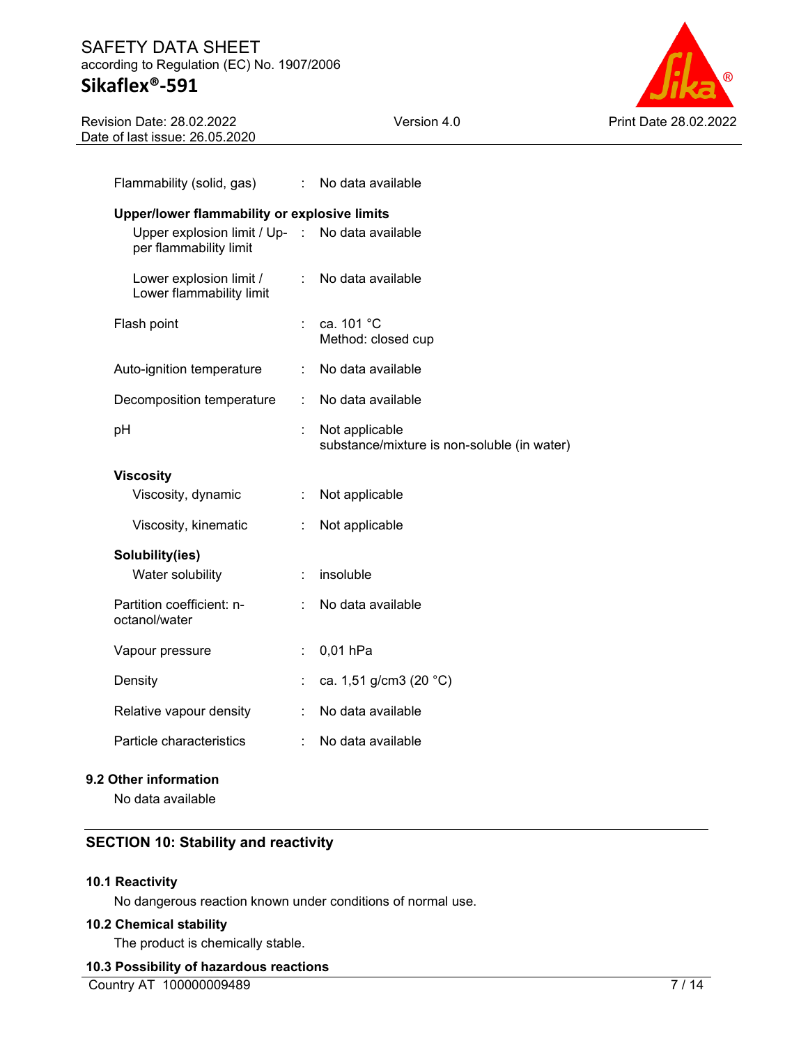| | | |
|---|---|---|
| Flammability (solid, gas) | : | No data available |
| **Upper/lower flammability or explosive limits** | | |
| Upper explosion limit / Upper flammability limit | : | No data available |
| Lower explosion limit / Lower flammability limit | : | No data available |
| Flash point | : | ca. 101 °C<br>Method: closed cup |
| Auto-ignition temperature | : | No data available |
| Decomposition temperature | : | No data available |
| pH | : | Not applicable<br>substance/mixture is non-soluble (in water) |
| **Viscosity** | | |
| Viscosity, dynamic | : | Not applicable |
| Viscosity, kinematic | : | Not applicable |
| **Solubility(ies)** | | |
| Water solubility | : | insoluble |
| Partition coefficient: n-octanol/water | : | No data available |
| Vapour pressure | : | 0,01 hPa |
| Density | : | ca. 1,51 g/cm3 (20 °C) |
| Relative vapour density | : | No data available |
| Particle characteristics | : | No data available |

### 9.2 Other information

No data available

## SECTION 10: Stability and reactivity

### 10.1 Reactivity

No dangerous reaction known under conditions of normal use.

### 10.2 Chemical stability

The product is chemically stable.

### 10.3 Possibility of hazardous reactions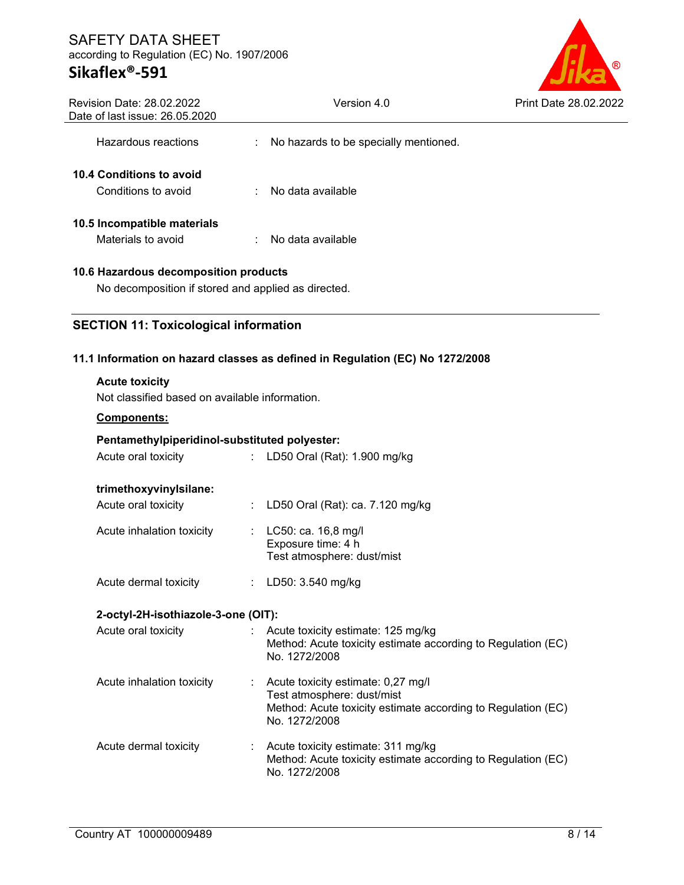Hazardous reactions : No hazards to be specially mentioned.

**10.4 Conditions to avoid**

Conditions to avoid : No data available

**10.5 Incompatible materials**

Materials to avoid : No data available

**10.6 Hazardous decomposition products**

No decomposition if stored and applied as directed.

## SECTION 11: Toxicological information

**11.1 Information on hazard classes as defined in Regulation (EC) No 1272/2008**

**Acute toxicity**

Not classified based on available information.

**Components:**

**Pentamethylpiperidinol-substituted polyester:**

Acute oral toxicity : LD50 Oral (Rat): 1.900 mg/kg

**trimethoxyvinylsilane:**

Acute oral toxicity : LD50 Oral (Rat): ca. 7.120 mg/kg

Acute inhalation toxicity : LC50: ca. 16,8 mg/l
Exposure time: 4 h
Test atmosphere: dust/mist

Acute dermal toxicity : LD50: 3.540 mg/kg

**2-octyl-2H-isothiazole-3-one (OIT):**

Acute oral toxicity : Acute toxicity estimate: 125 mg/kg
Method: Acute toxicity estimate according to Regulation (EC) No. 1272/2008

Acute inhalation toxicity : Acute toxicity estimate: 0,27 mg/l
Test atmosphere: dust/mist
Method: Acute toxicity estimate according to Regulation (EC) No. 1272/2008

Acute dermal toxicity : Acute toxicity estimate: 311 mg/kg
Method: Acute toxicity estimate according to Regulation (EC) No. 1272/2008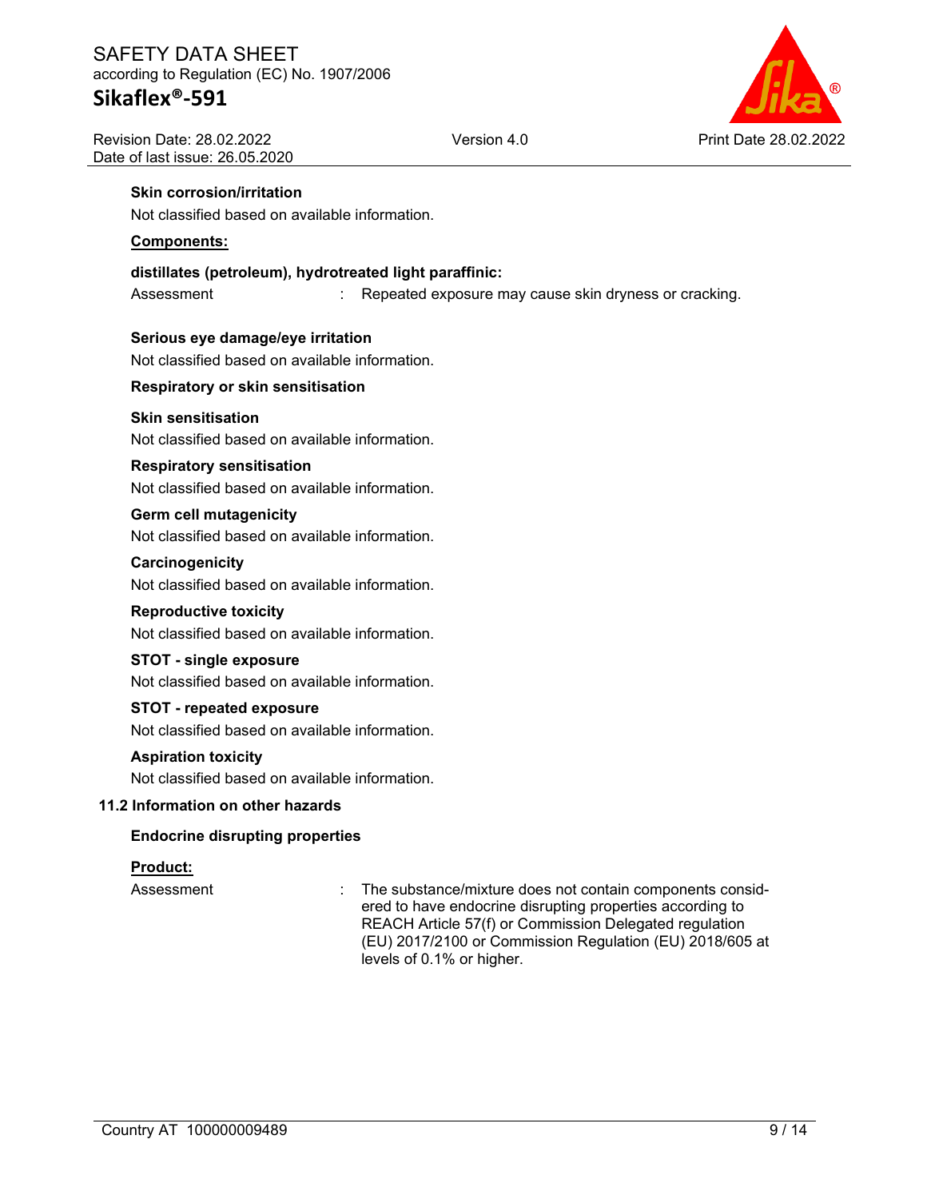**Skin corrosion/irritation**

Not classified based on available information.

**Components:**

**distillates (petroleum), hydrotreated light paraffinic:**

Assessment : Repeated exposure may cause skin dryness or cracking.

**Serious eye damage/eye irritation**

Not classified based on available information.

**Respiratory or skin sensitisation**

**Skin sensitisation**

Not classified based on available information.

**Respiratory sensitisation**

Not classified based on available information.

**Germ cell mutagenicity**

Not classified based on available information.

**Carcinogenicity**

Not classified based on available information.

**Reproductive toxicity**

Not classified based on available information.

**STOT - single exposure**

Not classified based on available information.

**STOT - repeated exposure**

Not classified based on available information.

**Aspiration toxicity**

Not classified based on available information.

**11.2 Information on other hazards**

**Endocrine disrupting properties**

**Product:**

Assessment : The substance/mixture does not contain components considered to have endocrine disrupting properties according to REACH Article 57(f) or Commission Delegated regulation (EU) 2017/2100 or Commission Regulation (EU) 2018/605 at levels of 0.1% or higher.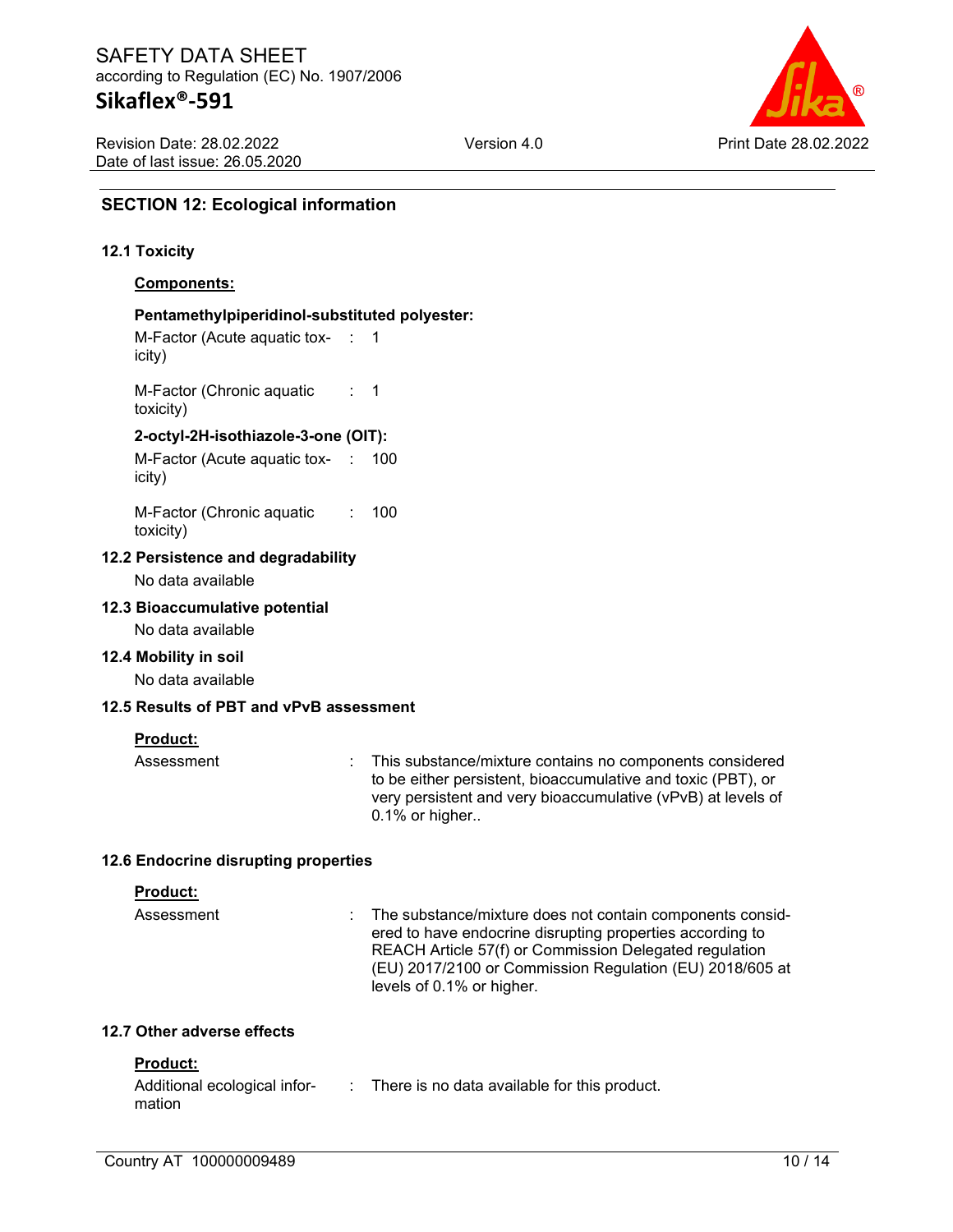## SECTION 12: Ecological information

### 12.1 Toxicity

**Components:**

**Pentamethylpiperidinol-substituted polyester:**

| | | |
|---|---|---|
| M-Factor (Acute aquatic toxicity) | : | 1 |
| M-Factor (Chronic aquatic toxicity) | : | 1 |

**2-octyl-2H-isothiazole-3-one (OIT):**

| | | |
|---|---|---|
| M-Factor (Acute aquatic toxicity) | : | 100 |
| M-Factor (Chronic aquatic toxicity) | : | 100 |

### 12.2 Persistence and degradability

No data available

### 12.3 Bioaccumulative potential

No data available

### 12.4 Mobility in soil

No data available

### 12.5 Results of PBT and vPvB assessment

**Product:**

| | | |
|---|---|---|
| Assessment | : | This substance/mixture contains no components considered to be either persistent, bioaccumulative and toxic (PBT), or very persistent and very bioaccumulative (vPvB) at levels of 0.1% or higher.. |

### 12.6 Endocrine disrupting properties

**Product:**

| | | |
|---|---|---|
| Assessment | : | The substance/mixture does not contain components considered to have endocrine disrupting properties according to REACH Article 57(f) or Commission Delegated regulation (EU) 2017/2100 or Commission Regulation (EU) 2018/605 at levels of 0.1% or higher. |

### 12.7 Other adverse effects

**Product:**

| | | |
|---|---|---|
| Additional ecological information | : | There is no data available for this product. |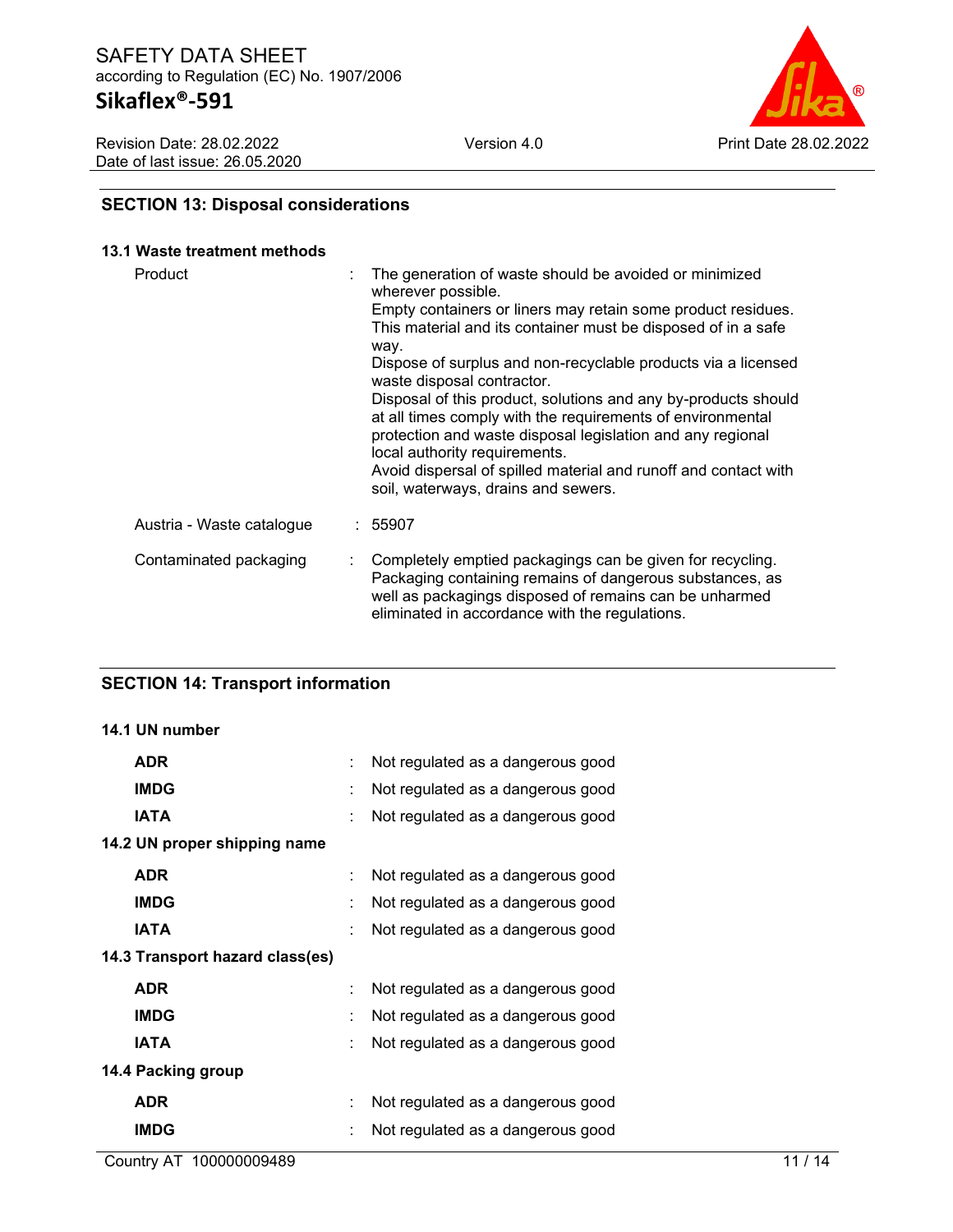## SECTION 13: Disposal considerations

### 13.1 Waste treatment methods

| | | |
|---|---|---|
| Product | : | The generation of waste should be avoided or minimized wherever possible. Empty containers or liners may retain some product residues. This material and its container must be disposed of in a safe way. Dispose of surplus and non-recyclable products via a licensed waste disposal contractor. Disposal of this product, solutions and any by-products should at all times comply with the requirements of environmental protection and waste disposal legislation and any regional local authority requirements. Avoid dispersal of spilled material and runoff and contact with soil, waterways, drains and sewers. |
| Austria - Waste catalogue | : | 55907 |
| Contaminated packaging | : | Completely emptied packagings can be given for recycling. Packaging containing remains of dangerous substances, as well as packagings disposed of remains can be unharmed eliminated in accordance with the regulations. |

## SECTION 14: Transport information

### 14.1 UN number

| | | |
|---|---|---|
| **ADR** | : | Not regulated as a dangerous good |
| **IMDG** | : | Not regulated as a dangerous good |
| **IATA** | : | Not regulated as a dangerous good |

### 14.2 UN proper shipping name

| | | |
|---|---|---|
| **ADR** | : | Not regulated as a dangerous good |
| **IMDG** | : | Not regulated as a dangerous good |
| **IATA** | : | Not regulated as a dangerous good |

### 14.3 Transport hazard class(es)

| | | |
|---|---|---|
| **ADR** | : | Not regulated as a dangerous good |
| **IMDG** | : | Not regulated as a dangerous good |
| **IATA** | : | Not regulated as a dangerous good |

### 14.4 Packing group

| | | |
|---|---|---|
| **ADR** | : | Not regulated as a dangerous good |
| **IMDG** | : | Not regulated as a dangerous good |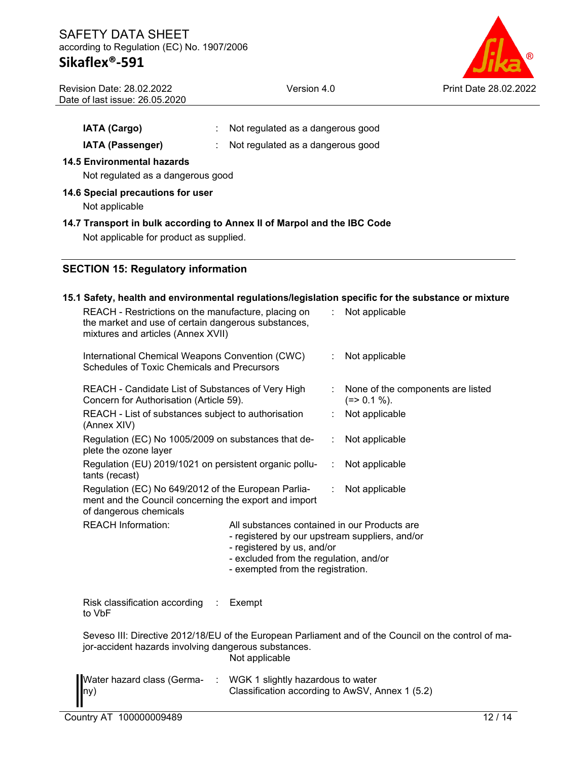| | | |
|---|---|---|
| **IATA (Cargo)** | : | Not regulated as a dangerous good |
| **IATA (Passenger)** | : | Not regulated as a dangerous good |

**14.5 Environmental hazards**

Not regulated as a dangerous good

**14.6 Special precautions for user**

Not applicable

**14.7 Transport in bulk according to Annex II of Marpol and the IBC Code**

Not applicable for product as supplied.

## SECTION 15: Regulatory information

**15.1 Safety, health and environmental regulations/legislation specific for the substance or mixture**

| | | |
|---|---|---|
| REACH - Restrictions on the manufacture, placing on the market and use of certain dangerous substances, mixtures and articles (Annex XVII) | : | Not applicable |
| International Chemical Weapons Convention (CWC) Schedules of Toxic Chemicals and Precursors | : | Not applicable |
| REACH - Candidate List of Substances of Very High Concern for Authorisation (Article 59). | : | None of the components are listed (=> 0.1 %). |
| REACH - List of substances subject to authorisation (Annex XIV) | : | Not applicable |
| Regulation (EC) No 1005/2009 on substances that deplete the ozone layer | : | Not applicable |
| Regulation (EU) 2019/1021 on persistent organic pollutants (recast) | : | Not applicable |
| Regulation (EC) No 649/2012 of the European Parliament and the Council concerning the export and import of dangerous chemicals | : | Not applicable |

REACH Information: All substances contained in our Products are
- registered by our upstream suppliers, and/or
- registered by us, and/or
- excluded from the regulation, and/or
- exempted from the registration.

Risk classification according to VbF : Exempt

Seveso III: Directive 2012/18/EU of the European Parliament and of the Council on the control of major-accident hazards involving dangerous substances.
Not applicable

Water hazard class (Germany) : WGK 1 slightly hazardous to water
Classification according to AwSV, Annex 1 (5.2)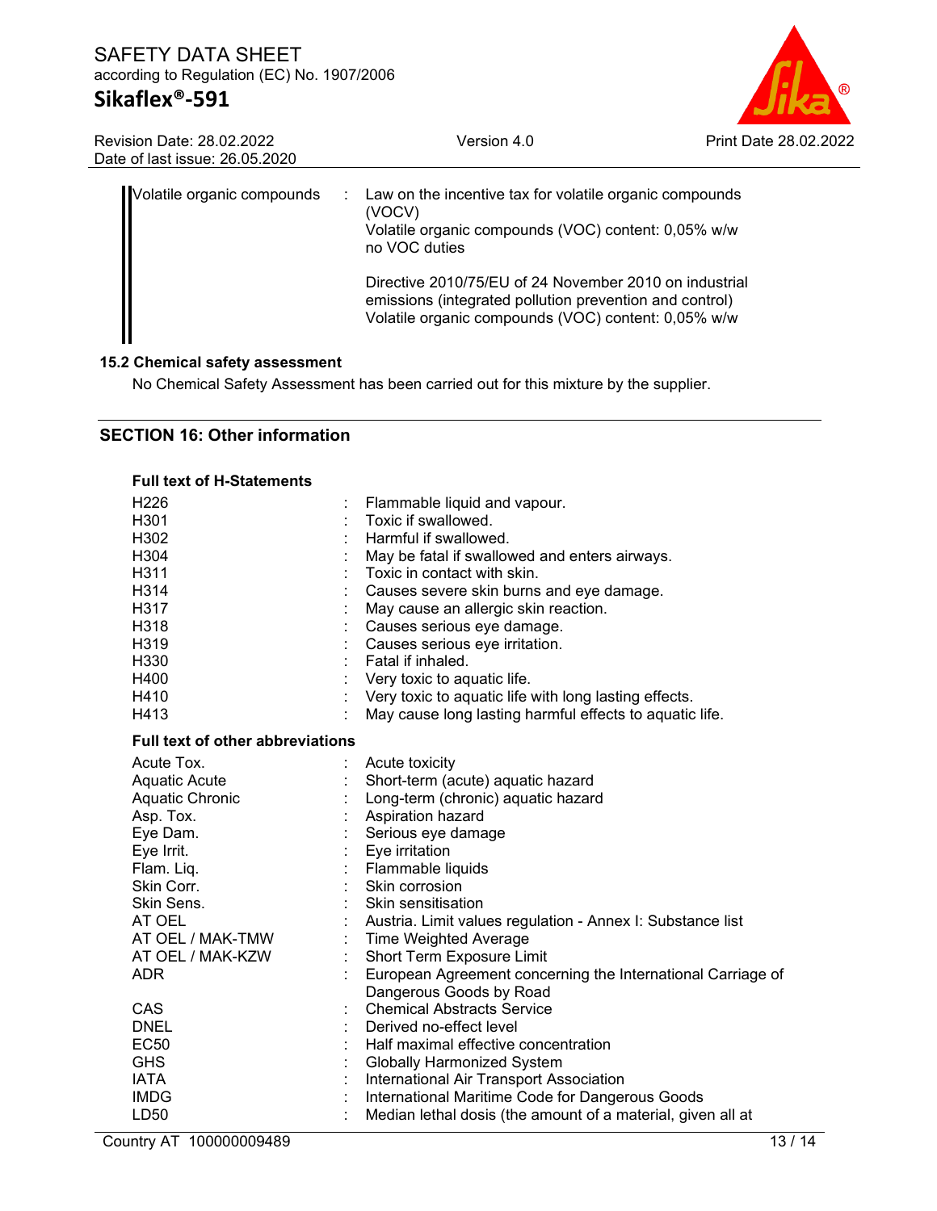| | | |
|---|---|---|
| Volatile organic compounds | : | Law on the incentive tax for volatile organic compounds (VOCV)<br>Volatile organic compounds (VOC) content: 0,05% w/w<br>no VOC duties<br><br>Directive 2010/75/EU of 24 November 2010 on industrial emissions (integrated pollution prevention and control)<br>Volatile organic compounds (VOC) content: 0,05% w/w |

### 15.2 Chemical safety assessment

No Chemical Safety Assessment has been carried out for this mixture by the supplier.

## SECTION 16: Other information

**Full text of H-Statements**

| | | |
|---|---|---|
| H226 | : | Flammable liquid and vapour. |
| H301 | : | Toxic if swallowed. |
| H302 | : | Harmful if swallowed. |
| H304 | : | May be fatal if swallowed and enters airways. |
| H311 | : | Toxic in contact with skin. |
| H314 | : | Causes severe skin burns and eye damage. |
| H317 | : | May cause an allergic skin reaction. |
| H318 | : | Causes serious eye damage. |
| H319 | : | Causes serious eye irritation. |
| H330 | : | Fatal if inhaled. |
| H400 | : | Very toxic to aquatic life. |
| H410 | : | Very toxic to aquatic life with long lasting effects. |
| H413 | : | May cause long lasting harmful effects to aquatic life. |

**Full text of other abbreviations**

| | | |
|---|---|---|
| Acute Tox. | : | Acute toxicity |
| Aquatic Acute | : | Short-term (acute) aquatic hazard |
| Aquatic Chronic | : | Long-term (chronic) aquatic hazard |
| Asp. Tox. | : | Aspiration hazard |
| Eye Dam. | : | Serious eye damage |
| Eye Irrit. | : | Eye irritation |
| Flam. Liq. | : | Flammable liquids |
| Skin Corr. | : | Skin corrosion |
| Skin Sens. | : | Skin sensitisation |
| AT OEL | : | Austria. Limit values regulation - Annex I: Substance list |
| AT OEL / MAK-TMW | : | Time Weighted Average |
| AT OEL / MAK-KZW | : | Short Term Exposure Limit |
| ADR | : | European Agreement concerning the International Carriage of Dangerous Goods by Road |
| CAS | : | Chemical Abstracts Service |
| DNEL | : | Derived no-effect level |
| EC50 | : | Half maximal effective concentration |
| GHS | : | Globally Harmonized System |
| IATA | : | International Air Transport Association |
| IMDG | : | International Maritime Code for Dangerous Goods |
| LD50 | : | Median lethal dosis (the amount of a material, given all at |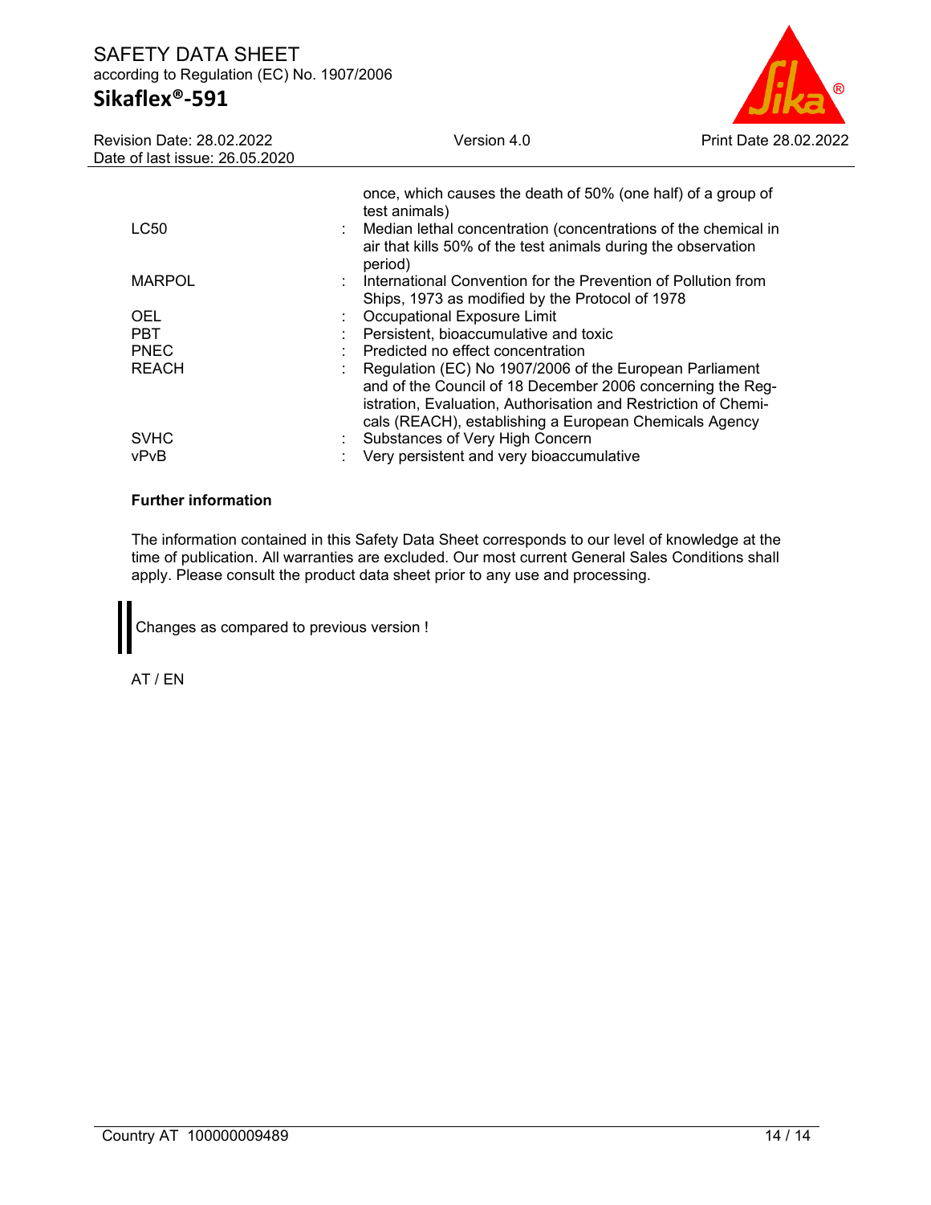| | | |
|---|---|---|
| | | once, which causes the death of 50% (one half) of a group of test animals) |
| LC50 | : | Median lethal concentration (concentrations of the chemical in air that kills 50% of the test animals during the observation period) |
| MARPOL | : | International Convention for the Prevention of Pollution from Ships, 1973 as modified by the Protocol of 1978 |
| OEL | : | Occupational Exposure Limit |
| PBT | : | Persistent, bioaccumulative and toxic |
| PNEC | : | Predicted no effect concentration |
| REACH | : | Regulation (EC) No 1907/2006 of the European Parliament and of the Council of 18 December 2006 concerning the Registration, Evaluation, Authorisation and Restriction of Chemicals (REACH), establishing a European Chemicals Agency |
| SVHC | : | Substances of Very High Concern |
| vPvB | : | Very persistent and very bioaccumulative |

**Further information**

The information contained in this Safety Data Sheet corresponds to our level of knowledge at the time of publication. All warranties are excluded. Our most current General Sales Conditions shall apply. Please consult the product data sheet prior to any use and processing.

|| Changes as compared to previous version !

AT / EN